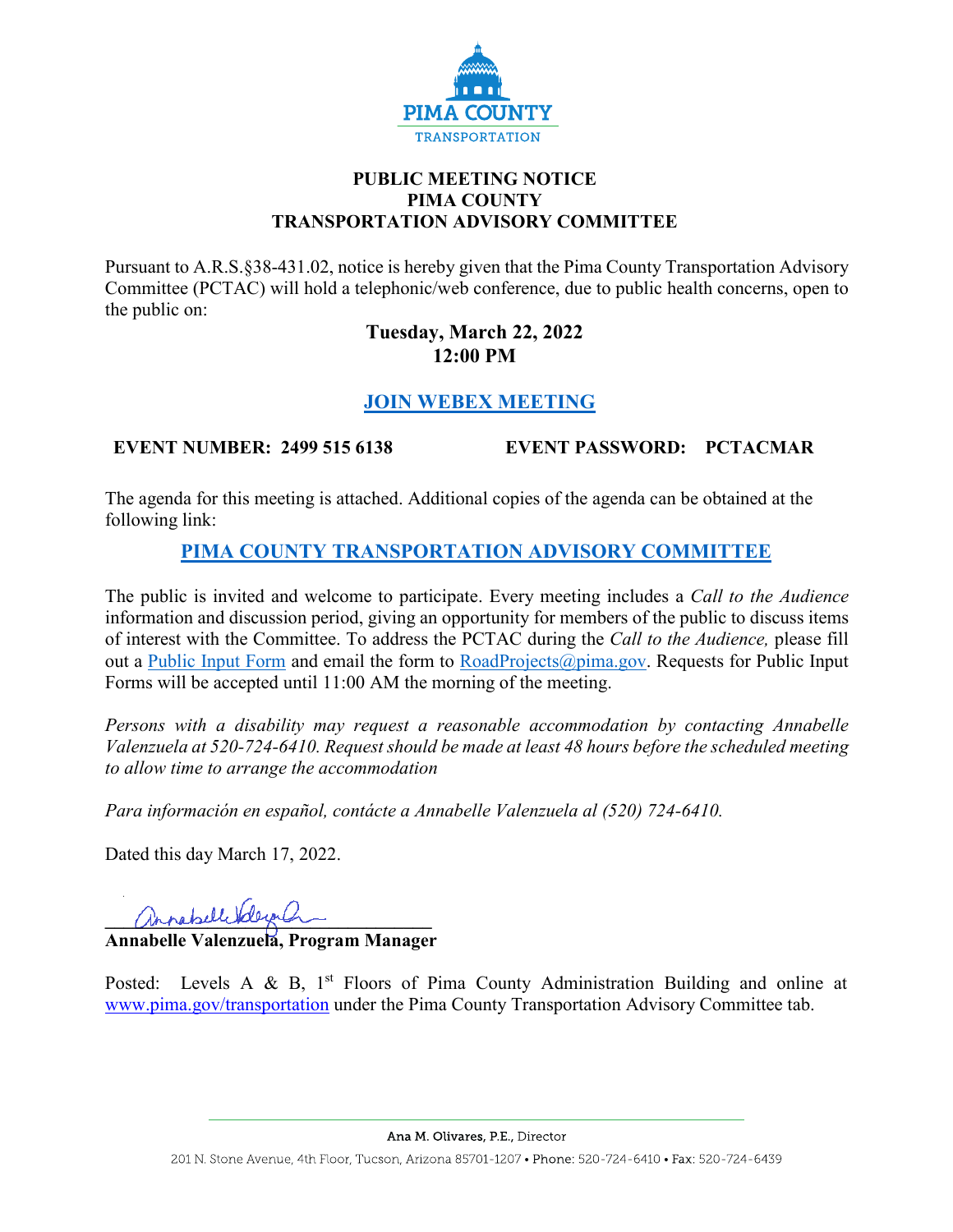PIMA COUNTY
TRANSPORTATION

# PUBLIC MEETING NOTICE
# PIMA COUNTY
# TRANSPORTATION ADVISORY COMMITTEE

Pursuant to A.R.S.§38-431.02, notice is hereby given that the Pima County Transportation Advisory Committee (PCTAC) will hold a telephonic/web conference, due to public health concerns, open to the public on:

**Tuesday, March 22, 2022**
**12:00 PM**

**JOIN WEBEX MEETING**

**EVENT NUMBER: 2499 515 6138** **EVENT PASSWORD: PCTACMAR**

The agenda for this meeting is attached. Additional copies of the agenda can be obtained at the following link:

**PIMA COUNTY TRANSPORTATION ADVISORY COMMITTEE**

The public is invited and welcome to participate. Every meeting includes a *Call to the Audience* information and discussion period, giving an opportunity for members of the public to discuss items of interest with the Committee. To address the PCTAC during the *Call to the Audience,* please fill out a Public Input Form and email the form to RoadProjects@pima.gov. Requests for Public Input Forms will be accepted until 11:00 AM the morning of the meeting.

*Persons with a disability may request a reasonable accommodation by contacting Annabelle Valenzuela at 520-724-6410. Request should be made at least 48 hours before the scheduled meeting to allow time to arrange the accommodation*

*Para información en español, contácte a Annabelle Valenzuela al (520) 724-6410.*

Dated this day March 17, 2022.

**Annabelle Valenzuela, Program Manager**

Posted: Levels A & B, 1st Floors of Pima County Administration Building and online at www.pima.gov/transportation under the Pima County Transportation Advisory Committee tab.

Ana M. Olivares, P.E., Director

201 N. Stone Avenue, 4th Floor, Tucson, Arizona 85701-1207 • Phone: 520-724-6410 • Fax: 520-724-6439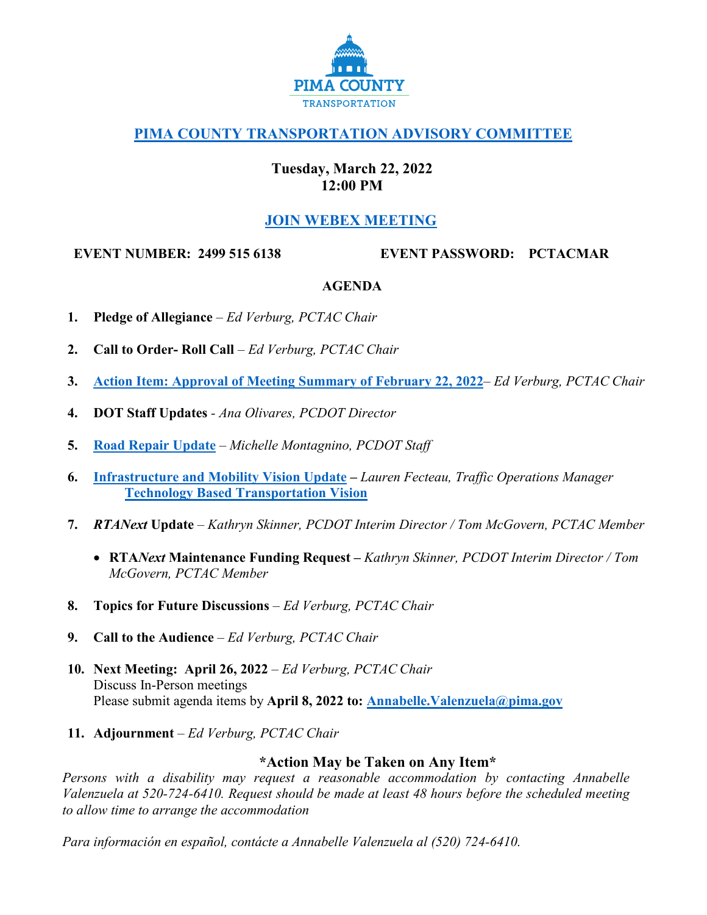PIMA COUNTY
TRANSPORTATION

# PIMA COUNTY TRANSPORTATION ADVISORY COMMITTEE

**Tuesday, March 22, 2022**
**12:00 PM**

## JOIN WEBEX MEETING

**EVENT NUMBER: 2499 515 6138** **EVENT PASSWORD: PCTACMAR**

**AGENDA**

1. **Pledge of Allegiance** – *Ed Verburg, PCTAC Chair*

2. **Call to Order- Roll Call** – *Ed Verburg, PCTAC Chair*

3. **Action Item: Approval of Meeting Summary of February 22, 2022**– *Ed Verburg, PCTAC Chair*

4. **DOT Staff Updates** - *Ana Olivares, PCDOT Director*

5. **Road Repair Update** – *Michelle Montagnino, PCDOT Staff*

6. **Infrastructure and Mobility Vision Update** – *Lauren Fecteau, Traffic Operations Manager*
   **Technology Based Transportation Vision**

7. ***RTANext* Update** – *Kathryn Skinner, PCDOT Interim Director / Tom McGovern, PCTAC Member*

   - **RTA*Next* Maintenance Funding Request –** *Kathryn Skinner, PCDOT Interim Director / Tom McGovern, PCTAC Member*

8. **Topics for Future Discussions** – *Ed Verburg, PCTAC Chair*

9. **Call to the Audience** – *Ed Verburg, PCTAC Chair*

10. **Next Meeting: April 26, 2022** – *Ed Verburg, PCTAC Chair*
    Discuss In-Person meetings
    Please submit agenda items by **April 8, 2022 to: Annabelle.Valenzuela@pima.gov**

11. **Adjournment** – *Ed Verburg, PCTAC Chair*

**\*Action May be Taken on Any Item\***

*Persons with a disability may request a reasonable accommodation by contacting Annabelle Valenzuela at 520-724-6410. Request should be made at least 48 hours before the scheduled meeting to allow time to arrange the accommodation*

*Para información en español, contácte a Annabelle Valenzuela al (520) 724-6410.*